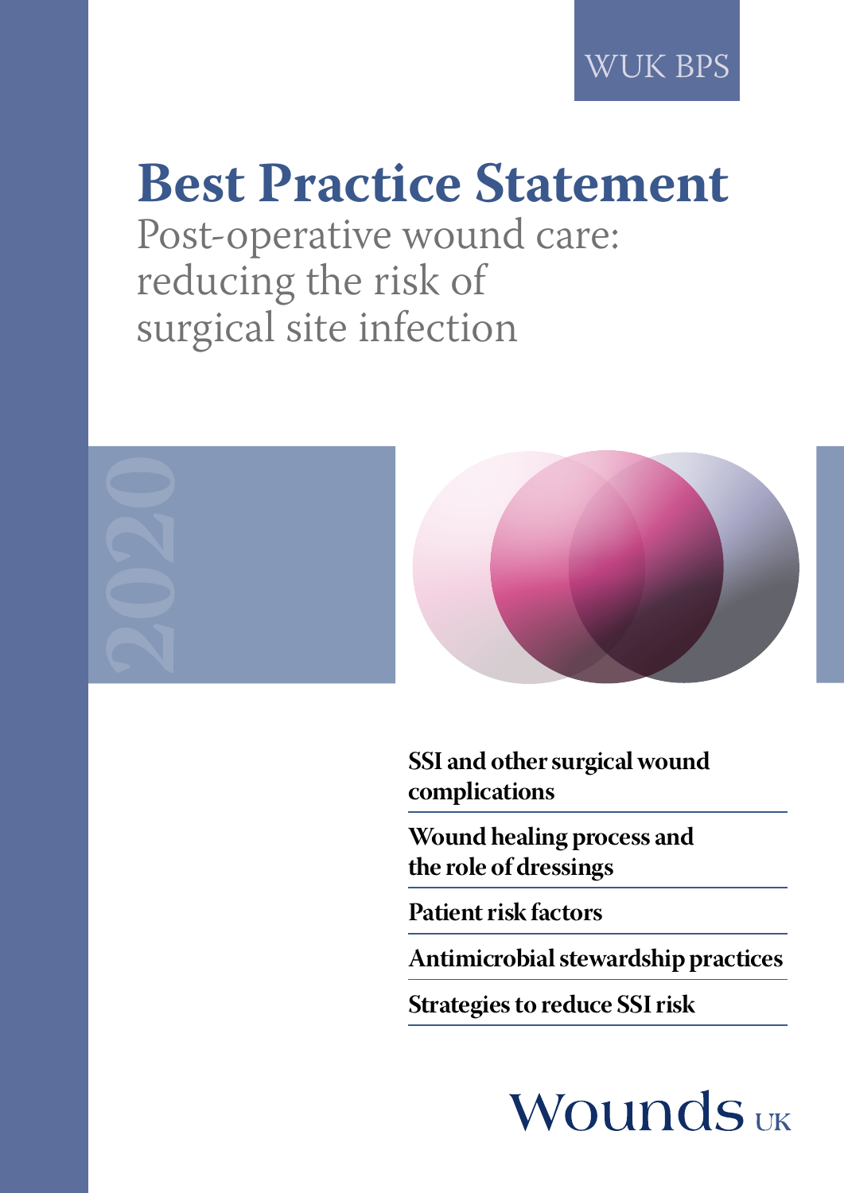WUK BPS

# Best Practice Statement

## Post-operative wound care: reducing the risk of surgical site infection

2020

**SSI and other surgical wound complications**

**Wound healing process and the role of dressings**

**Patient risk factors**

**Antimicrobial stewardship practices**

**Strategies to reduce SSI risk**

Wounds UK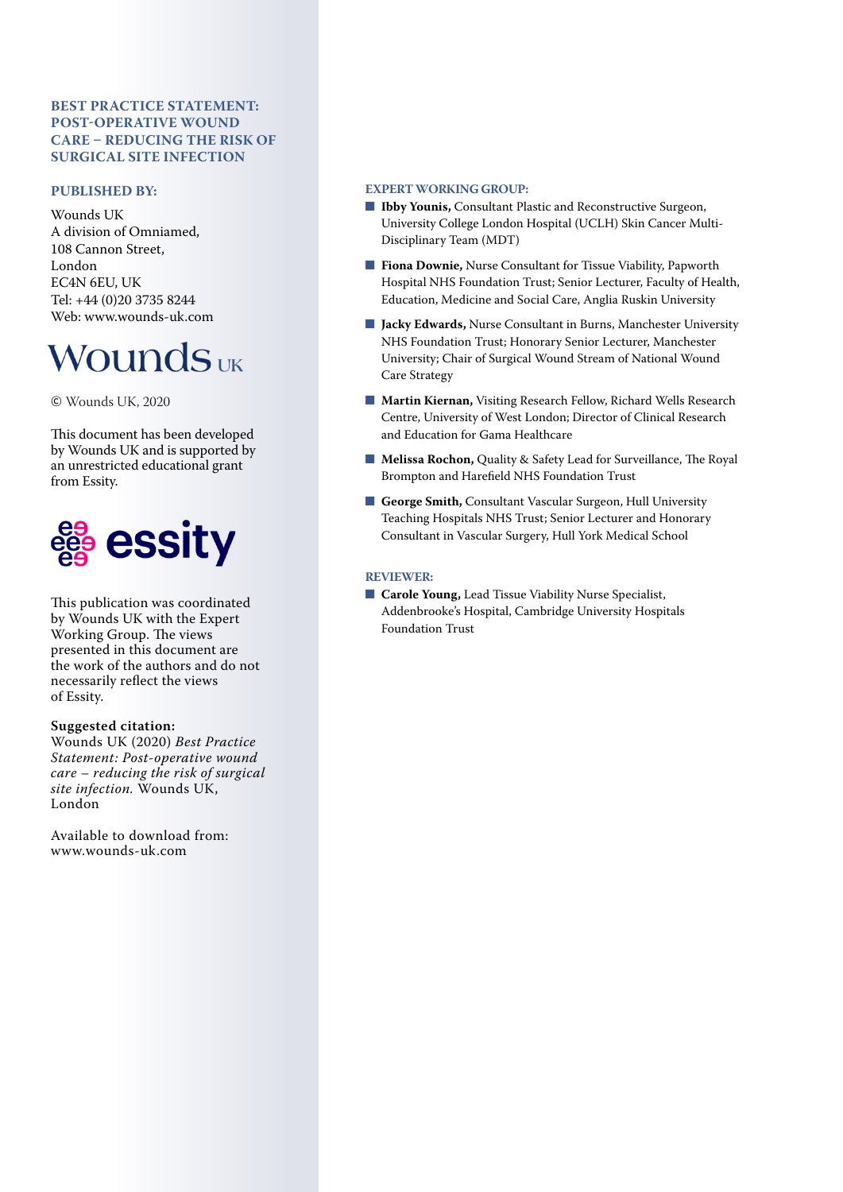**BEST PRACTICE STATEMENT: POST-OPERATIVE WOUND CARE – REDUCING THE RISK OF SURGICAL SITE INFECTION**

**PUBLISHED BY:**

Wounds UK
A division of Omniamed,
108 Cannon Street,
London
EC4N 6EU, UK
Tel: +44 (0)20 3735 8244
Web: www.wounds-uk.com

Wounds UK

© Wounds UK, 2020

This document has been developed by Wounds UK and is supported by an unrestricted educational grant from Essity.

essity

This publication was coordinated by Wounds UK with the Expert Working Group. The views presented in this document are the work of the authors and do not necessarily reflect the views of Essity.

**Suggested citation:**
Wounds UK (2020) *Best Practice Statement: Post-operative wound care – reducing the risk of surgical site infection.* Wounds UK, London

Available to download from:
www.wounds-uk.com

**EXPERT WORKING GROUP:**

- **Ibby Younis,** Consultant Plastic and Reconstructive Surgeon, University College London Hospital (UCLH) Skin Cancer Multi-Disciplinary Team (MDT)
- **Fiona Downie,** Nurse Consultant for Tissue Viability, Papworth Hospital NHS Foundation Trust; Senior Lecturer, Faculty of Health, Education, Medicine and Social Care, Anglia Ruskin University
- **Jacky Edwards,** Nurse Consultant in Burns, Manchester University NHS Foundation Trust; Honorary Senior Lecturer, Manchester University; Chair of Surgical Wound Stream of National Wound Care Strategy
- **Martin Kiernan,** Visiting Research Fellow, Richard Wells Research Centre, University of West London; Director of Clinical Research and Education for Gama Healthcare
- **Melissa Rochon,** Quality & Safety Lead for Surveillance, The Royal Brompton and Harefield NHS Foundation Trust
- **George Smith,** Consultant Vascular Surgeon, Hull University Teaching Hospitals NHS Trust; Senior Lecturer and Honorary Consultant in Vascular Surgery, Hull York Medical School

**REVIEWER:**

- **Carole Young,** Lead Tissue Viability Nurse Specialist, Addenbrooke's Hospital, Cambridge University Hospitals Foundation Trust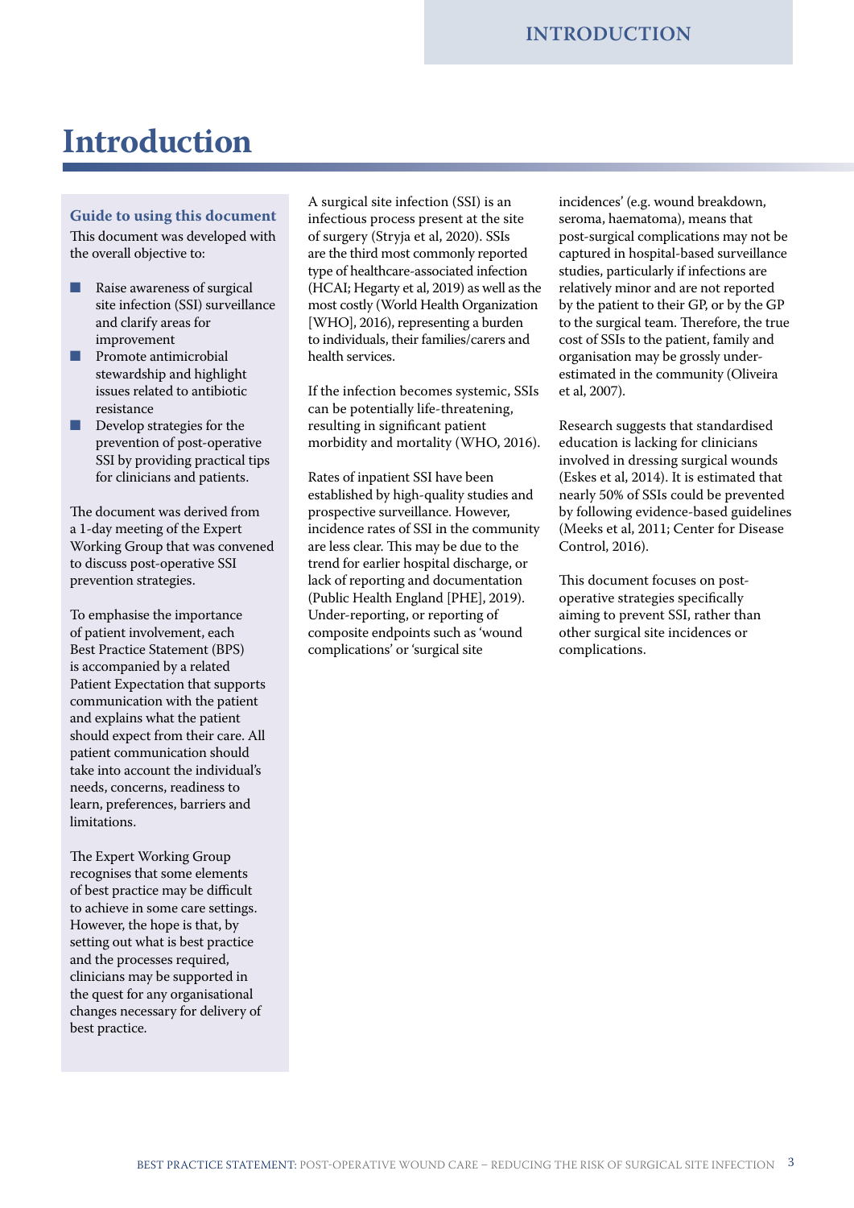# Introduction

### Guide to using this document

This document was developed with the overall objective to:

- Raise awareness of surgical site infection (SSI) surveillance and clarify areas for improvement
- Promote antimicrobial stewardship and highlight issues related to antibiotic resistance
- Develop strategies for the prevention of post-operative SSI by providing practical tips for clinicians and patients.

The document was derived from a 1-day meeting of the Expert Working Group that was convened to discuss post-operative SSI prevention strategies.

To emphasise the importance of patient involvement, each Best Practice Statement (BPS) is accompanied by a related Patient Expectation that supports communication with the patient and explains what the patient should expect from their care. All patient communication should take into account the individual's needs, concerns, readiness to learn, preferences, barriers and limitations.

The Expert Working Group recognises that some elements of best practice may be difficult to achieve in some care settings. However, the hope is that, by setting out what is best practice and the processes required, clinicians may be supported in the quest for any organisational changes necessary for delivery of best practice.

A surgical site infection (SSI) is an infectious process present at the site of surgery (Stryja et al, 2020). SSIs are the third most commonly reported type of healthcare-associated infection (HCAI; Hegarty et al, 2019) as well as the most costly (World Health Organization [WHO], 2016), representing a burden to individuals, their families/carers and health services.

If the infection becomes systemic, SSIs can be potentially life-threatening, resulting in significant patient morbidity and mortality (WHO, 2016).

Rates of inpatient SSI have been established by high-quality studies and prospective surveillance. However, incidence rates of SSI in the community are less clear. This may be due to the trend for earlier hospital discharge, or lack of reporting and documentation (Public Health England [PHE], 2019). Under-reporting, or reporting of composite endpoints such as 'wound complications' or 'surgical site incidences' (e.g. wound breakdown, seroma, haematoma), means that post-surgical complications may not be captured in hospital-based surveillance studies, particularly if infections are relatively minor and are not reported by the patient to their GP, or by the GP to the surgical team. Therefore, the true cost of SSIs to the patient, family and organisation may be grossly under-estimated in the community (Oliveira et al, 2007).

Research suggests that standardised education is lacking for clinicians involved in dressing surgical wounds (Eskes et al, 2014). It is estimated that nearly 50% of SSIs could be prevented by following evidence-based guidelines (Meeks et al, 2011; Center for Disease Control, 2016).

This document focuses on post-operative strategies specifically aiming to prevent SSI, rather than other surgical site incidences or complications.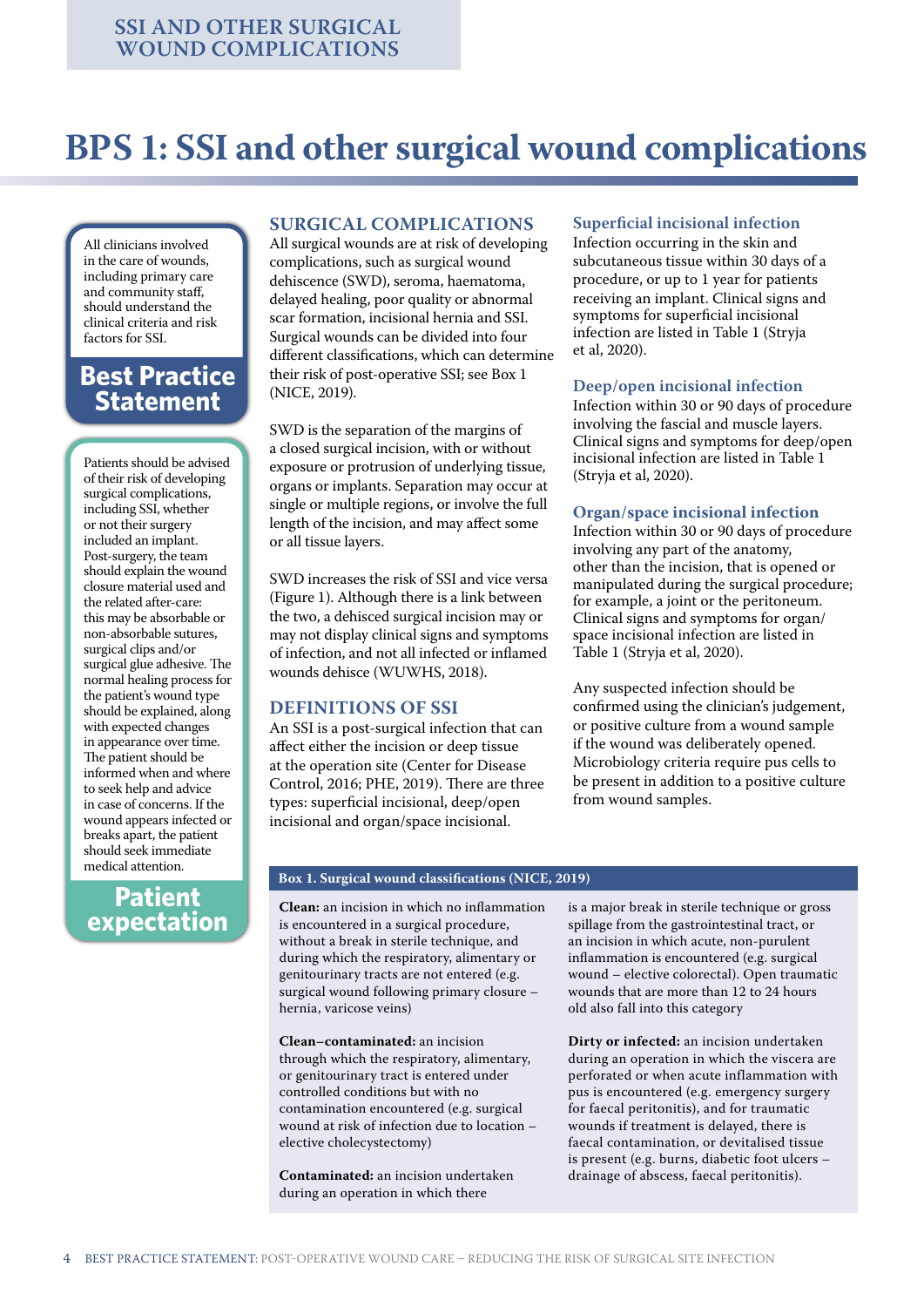# BPS 1: SSI and other surgical wound complications

All clinicians involved in the care of wounds, including primary care and community staff, should understand the clinical criteria and risk factors for SSI.

**Best Practice Statement**

Patients should be advised of their risk of developing surgical complications, including SSI, whether or not their surgery included an implant. Post-surgery, the team should explain the wound closure material used and the related after-care: this may be absorbable or non-absorbable sutures, surgical clips and/or surgical glue adhesive. The normal healing process for the patient's wound type should be explained, along with expected changes in appearance over time. The patient should be informed when and where to seek help and advice in case of concerns. If the wound appears infected or breaks apart, the patient should seek immediate medical attention.

**Patient expectation**

## SURGICAL COMPLICATIONS

All surgical wounds are at risk of developing complications, such as surgical wound dehiscence (SWD), seroma, haematoma, delayed healing, poor quality or abnormal scar formation, incisional hernia and SSI. Surgical wounds can be divided into four different classifications, which can determine their risk of post-operative SSI; see Box 1 (NICE, 2019).

SWD is the separation of the margins of a closed surgical incision, with or without exposure or protrusion of underlying tissue, organs or implants. Separation may occur at single or multiple regions, or involve the full length of the incision, and may affect some or all tissue layers.

SWD increases the risk of SSI and vice versa (Figure 1). Although there is a link between the two, a dehisced surgical incision may or may not display clinical signs and symptoms of infection, and not all infected or inflamed wounds dehisce (WUWHS, 2018).

## DEFINITIONS OF SSI

An SSI is a post-surgical infection that can affect either the incision or deep tissue at the operation site (Center for Disease Control, 2016; PHE, 2019). There are three types: superficial incisional, deep/open incisional and organ/space incisional.

### Superficial incisional infection

Infection occurring in the skin and subcutaneous tissue within 30 days of a procedure, or up to 1 year for patients receiving an implant. Clinical signs and symptoms for superficial incisional infection are listed in Table 1 (Stryja et al, 2020).

### Deep/open incisional infection

Infection within 30 or 90 days of procedure involving the fascial and muscle layers. Clinical signs and symptoms for deep/open incisional infection are listed in Table 1 (Stryja et al, 2020).

### Organ/space incisional infection

Infection within 30 or 90 days of procedure involving any part of the anatomy, other than the incision, that is opened or manipulated during the surgical procedure; for example, a joint or the peritoneum. Clinical signs and symptoms for organ/space incisional infection are listed in Table 1 (Stryja et al, 2020).

Any suspected infection should be confirmed using the clinician's judgement, or positive culture from a wound sample if the wound was deliberately opened. Microbiology criteria require pus cells to be present in addition to a positive culture from wound samples.

**Box 1. Surgical wound classifications (NICE, 2019)**

**Clean:** an incision in which no inflammation is encountered in a surgical procedure, without a break in sterile technique, and during which the respiratory, alimentary or genitourinary tracts are not entered (e.g. surgical wound following primary closure – hernia, varicose veins)

**Clean–contaminated:** an incision through which the respiratory, alimentary, or genitourinary tract is entered under controlled conditions but with no contamination encountered (e.g. surgical wound at risk of infection due to location – elective cholecystectomy)

**Contaminated:** an incision undertaken during an operation in which there is a major break in sterile technique or gross spillage from the gastrointestinal tract, or an incision in which acute, non-purulent inflammation is encountered (e.g. surgical wound – elective colorectal). Open traumatic wounds that are more than 12 to 24 hours old also fall into this category

**Dirty or infected:** an incision undertaken during an operation in which the viscera are perforated or when acute inflammation with pus is encountered (e.g. emergency surgery for faecal peritonitis), and for traumatic wounds if treatment is delayed, there is faecal contamination, or devitalised tissue is present (e.g. burns, diabetic foot ulcers – drainage of abscess, faecal peritonitis).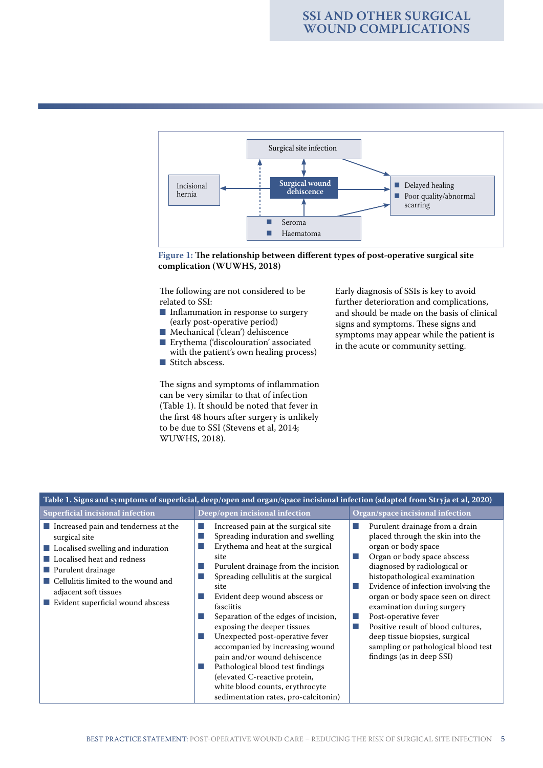Surgical site infection

Incisional hernia

Surgical wound dehiscence

- Delayed healing
- Poor quality/abnormal scarring

- Seroma
- Haematoma

**Figure 1: The relationship between different types of post-operative surgical site complication (WUWHS, 2018)**

The following are not considered to be related to SSI:

- Inflammation in response to surgery (early post-operative period)
- Mechanical ('clean') dehiscence
- Erythema ('discolouration' associated with the patient's own healing process)
- Stitch abscess.

The signs and symptoms of inflammation can be very similar to that of infection (Table 1). It should be noted that fever in the first 48 hours after surgery is unlikely to be due to SSI (Stevens et al, 2014; WUWHS, 2018).

Early diagnosis of SSIs is key to avoid further deterioration and complications, and should be made on the basis of clinical signs and symptoms. These signs and symptoms may appear while the patient is in the acute or community setting.

**Table 1. Signs and symptoms of superficial, deep/open and organ/space incisional infection (adapted from Stryja et al, 2020)**

| Superficial incisional infection | Deep/open incisional infection | Organ/space incisional infection |
|---|---|---|
| ■ Increased pain and tenderness at the surgical site<br>■ Localised swelling and induration<br>■ Localised heat and redness<br>■ Purulent drainage<br>■ Cellulitis limited to the wound and adjacent soft tissues<br>■ Evident superficial wound abscess | ■ Increased pain at the surgical site<br>■ Spreading induration and swelling<br>■ Erythema and heat at the surgical site<br>■ Purulent drainage from the incision<br>■ Spreading cellulitis at the surgical site<br>■ Evident deep wound abscess or fasciitis<br>■ Separation of the edges of incision, exposing the deeper tissues<br>■ Unexpected post-operative fever accompanied by increasing wound pain and/or wound dehiscence<br>■ Pathological blood test findings (elevated C-reactive protein, white blood counts, erythrocyte sedimentation rates, pro-calcitonin) | ■ Purulent drainage from a drain placed through the skin into the organ or body space<br>■ Organ or body space abscess diagnosed by radiological or histopathological examination<br>■ Evidence of infection involving the organ or body space seen on direct examination during surgery<br>■ Post-operative fever<br>■ Positive result of blood cultures, deep tissue biopsies, surgical sampling or pathological blood test findings (as in deep SSI) |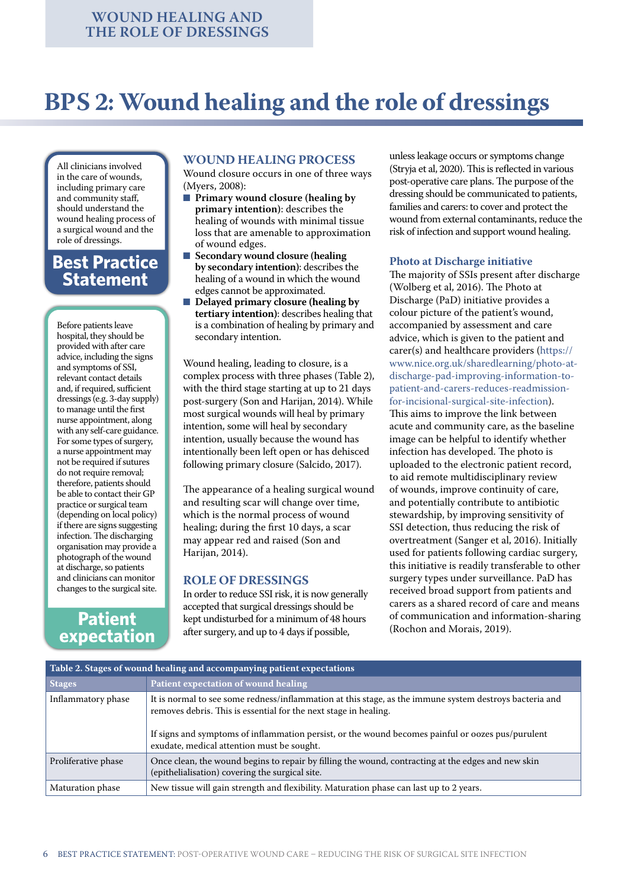# BPS 2: Wound healing and the role of dressings

All clinicians involved in the care of wounds, including primary care and community staff, should understand the wound healing process of a surgical wound and the role of dressings.

**Best Practice Statement**

Before patients leave hospital, they should be provided with after care advice, including the signs and symptoms of SSI, relevant contact details and, if required, sufficient dressings (e.g. 3-day supply) to manage until the first nurse appointment, along with any self-care guidance. For some types of surgery, a nurse appointment may not be required if sutures do not require removal; therefore, patients should be able to contact their GP practice or surgical team (depending on local policy) if there are signs suggesting infection. The discharging organisation may provide a photograph of the wound at discharge, so patients and clinicians can monitor changes to the surgical site.

**Patient expectation**

## WOUND HEALING PROCESS

Wound closure occurs in one of three ways (Myers, 2008):

- **Primary wound closure (healing by primary intention)**: describes the healing of wounds with minimal tissue loss that are amenable to approximation of wound edges.
- **Secondary wound closure (healing by secondary intention)**: describes the healing of a wound in which the wound edges cannot be approximated.
- **Delayed primary closure (healing by tertiary intention)**: describes healing that is a combination of healing by primary and secondary intention.

Wound healing, leading to closure, is a complex process with three phases (Table 2), with the third stage starting at up to 21 days post-surgery (Son and Harijan, 2014). While most surgical wounds will heal by primary intention, some will heal by secondary intention, usually because the wound has intentionally been left open or has dehisced following primary closure (Salcido, 2017).

The appearance of a healing surgical wound and resulting scar will change over time, which is the normal process of wound healing; during the first 10 days, a scar may appear red and raised (Son and Harijan, 2014).

## ROLE OF DRESSINGS

In order to reduce SSI risk, it is now generally accepted that surgical dressings should be kept undisturbed for a minimum of 48 hours after surgery, and up to 4 days if possible, unless leakage occurs or symptoms change (Stryja et al, 2020). This is reflected in various post-operative care plans. The purpose of the dressing should be communicated to patients, families and carers: to cover and protect the wound from external contaminants, reduce the risk of infection and support wound healing.

### Photo at Discharge initiative

The majority of SSIs present after discharge (Wolberg et al, 2016). The Photo at Discharge (PaD) initiative provides a colour picture of the patient's wound, accompanied by assessment and care advice, which is given to the patient and carer(s) and healthcare providers (https://www.nice.org.uk/sharedlearning/photo-at-discharge-pad-improving-information-to-patient-and-carers-reduces-readmission-for-incisional-surgical-site-infection). This aims to improve the link between acute and community care, as the baseline image can be helpful to identify whether infection has developed. The photo is uploaded to the electronic patient record, to aid remote multidisciplinary review of wounds, improve continuity of care, and potentially contribute to antibiotic stewardship, by improving sensitivity of SSI detection, thus reducing the risk of overtreatment (Sanger et al, 2016). Initially used for patients following cardiac surgery, this initiative is readily transferable to other surgery types under surveillance. PaD has received broad support from patients and carers as a shared record of care and means of communication and information-sharing (Rochon and Morais, 2019).

**Table 2. Stages of wound healing and accompanying patient expectations**

| Stages | Patient expectation of wound healing |
|---|---|
| Inflammatory phase | It is normal to see some redness/inflammation at this stage, as the immune system destroys bacteria and removes debris. This is essential for the next stage in healing.<br><br>If signs and symptoms of inflammation persist, or the wound becomes painful or oozes pus/purulent exudate, medical attention must be sought. |
| Proliferative phase | Once clean, the wound begins to repair by filling the wound, contracting at the edges and new skin (epithelialisation) covering the surgical site. |
| Maturation phase | New tissue will gain strength and flexibility. Maturation phase can last up to 2 years. |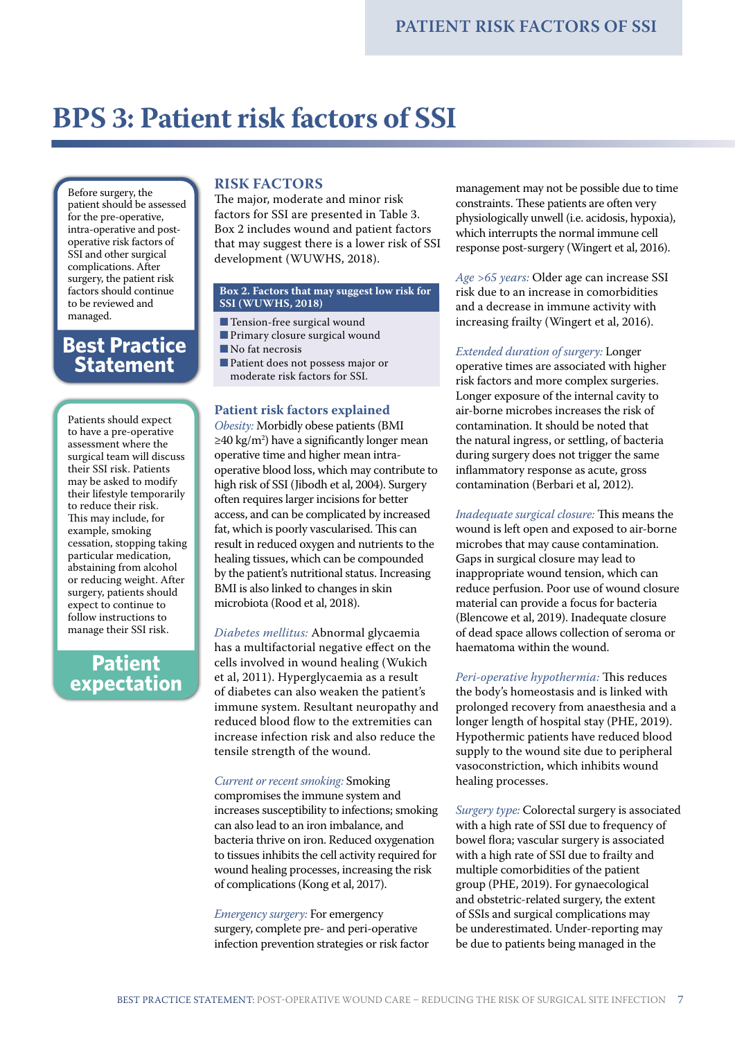# BPS 3: Patient risk factors of SSI

Before surgery, the patient should be assessed for the pre-operative, intra-operative and post-operative risk factors of SSI and other surgical complications. After surgery, the patient risk factors should continue to be reviewed and managed.

**Best Practice Statement**

Patients should expect to have a pre-operative assessment where the surgical team will discuss their SSI risk. Patients may be asked to modify their lifestyle temporarily to reduce their risk. This may include, for example, smoking cessation, stopping taking particular medication, abstaining from alcohol or reducing weight. After surgery, patients should expect to continue to follow instructions to manage their SSI risk.

**Patient expectation**

## RISK FACTORS

The major, moderate and minor risk factors for SSI are presented in Table 3. Box 2 includes wound and patient factors that may suggest there is a lower risk of SSI development (WUWHS, 2018).

**Box 2. Factors that may suggest low risk for SSI (WUWHS, 2018)**

- Tension-free surgical wound
- Primary closure surgical wound
- No fat necrosis
- Patient does not possess major or moderate risk factors for SSI.

### Patient risk factors explained

*Obesity:* Morbidly obese patients (BMI ≥40 kg/m²) have a significantly longer mean operative time and higher mean intra-operative blood loss, which may contribute to high risk of SSI (Jibodh et al, 2004). Surgery often requires larger incisions for better access, and can be complicated by increased fat, which is poorly vascularised. This can result in reduced oxygen and nutrients to the healing tissues, which can be compounded by the patient's nutritional status. Increasing BMI is also linked to changes in skin microbiota (Rood et al, 2018).

*Diabetes mellitus:* Abnormal glycaemia has a multifactorial negative effect on the cells involved in wound healing (Wukich et al, 2011). Hyperglycaemia as a result of diabetes can also weaken the patient's immune system. Resultant neuropathy and reduced blood flow to the extremities can increase infection risk and also reduce the tensile strength of the wound.

*Current or recent smoking:* Smoking compromises the immune system and increases susceptibility to infections; smoking can also lead to an iron imbalance, and bacteria thrive on iron. Reduced oxygenation to tissues inhibits the cell activity required for wound healing processes, increasing the risk of complications (Kong et al, 2017).

*Emergency surgery:* For emergency surgery, complete pre- and peri-operative infection prevention strategies or risk factor management may not be possible due to time constraints. These patients are often very physiologically unwell (i.e. acidosis, hypoxia), which interrupts the normal immune cell response post-surgery (Wingert et al, 2016).

*Age >65 years:* Older age can increase SSI risk due to an increase in comorbidities and a decrease in immune activity with increasing frailty (Wingert et al, 2016).

*Extended duration of surgery:* Longer operative times are associated with higher risk factors and more complex surgeries. Longer exposure of the internal cavity to air-borne microbes increases the risk of contamination. It should be noted that the natural ingress, or settling, of bacteria during surgery does not trigger the same inflammatory response as acute, gross contamination (Berbari et al, 2012).

*Inadequate surgical closure:* This means the wound is left open and exposed to air-borne microbes that may cause contamination. Gaps in surgical closure may lead to inappropriate wound tension, which can reduce perfusion. Poor use of wound closure material can provide a focus for bacteria (Blencowe et al, 2019). Inadequate closure of dead space allows collection of seroma or haematoma within the wound.

*Peri-operative hypothermia:* This reduces the body's homeostasis and is linked with prolonged recovery from anaesthesia and a longer length of hospital stay (PHE, 2019). Hypothermic patients have reduced blood supply to the wound site due to peripheral vasoconstriction, which inhibits wound healing processes.

*Surgery type:* Colorectal surgery is associated with a high rate of SSI due to frequency of bowel flora; vascular surgery is associated with a high rate of SSI due to frailty and multiple comorbidities of the patient group (PHE, 2019). For gynaecological and obstetric-related surgery, the extent of SSIs and surgical complications may be underestimated. Under-reporting may be due to patients being managed in the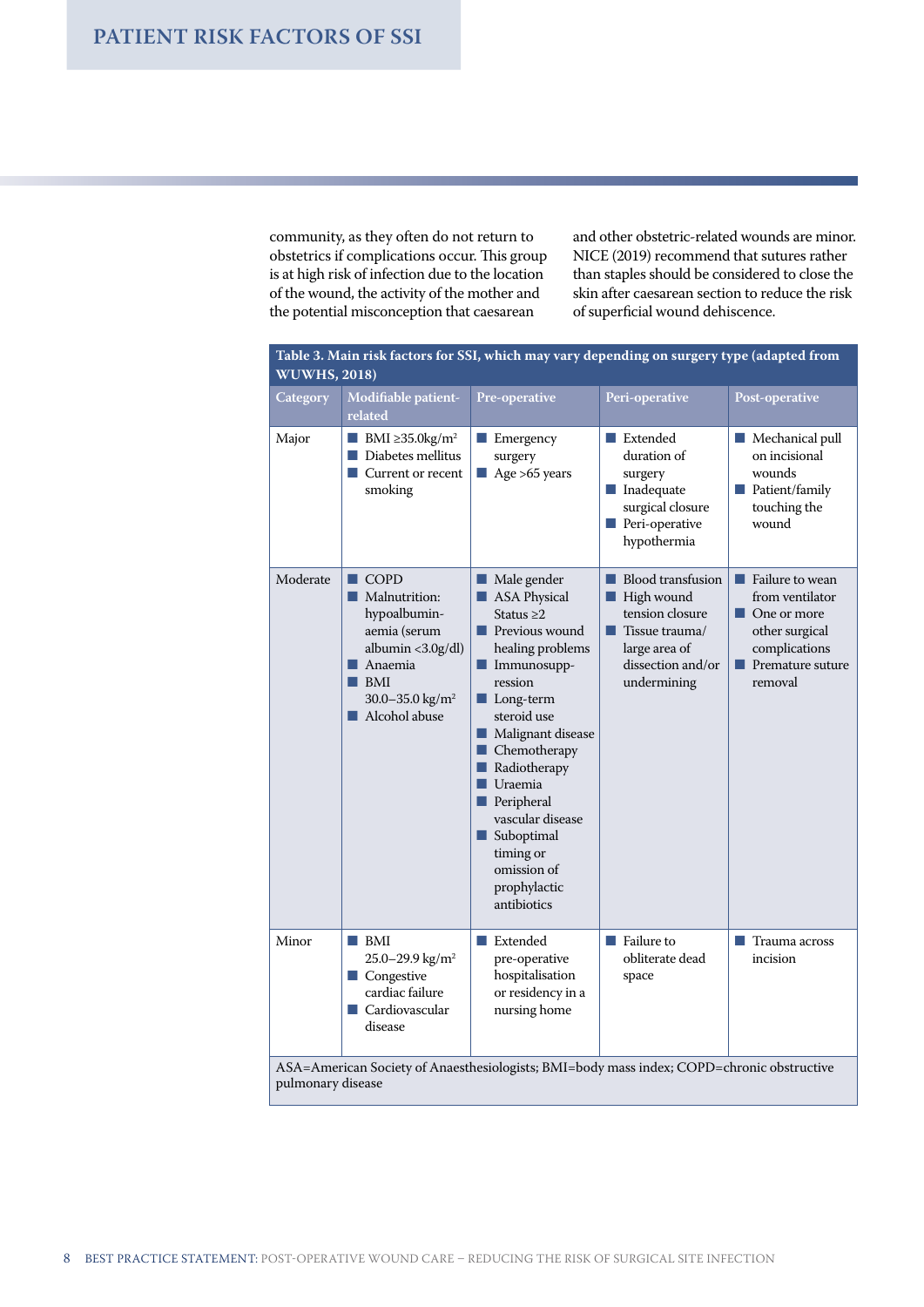community, as they often do not return to obstetrics if complications occur. This group is at high risk of infection due to the location of the wound, the activity of the mother and the potential misconception that caesarean and other obstetric-related wounds are minor. NICE (2019) recommend that sutures rather than staples should be considered to close the skin after caesarean section to reduce the risk of superficial wound dehiscence.

**Table 3. Main risk factors for SSI, which may vary depending on surgery type (adapted from WUWHS, 2018)**

| Category | Modifiable patient-related | Pre-operative | Peri-operative | Post-operative |
|---|---|---|---|---|
| Major | ■ BMI ≥35.0kg/m² <br> ■ Diabetes mellitus <br> ■ Current or recent smoking | ■ Emergency surgery <br> ■ Age >65 years | ■ Extended duration of surgery <br> ■ Inadequate surgical closure <br> ■ Peri-operative hypothermia | ■ Mechanical pull on incisional wounds <br> ■ Patient/family touching the wound |
| Moderate | ■ COPD <br> ■ Malnutrition: hypoalbuminaemia (serum albumin <3.0g/dl) <br> ■ Anaemia <br> ■ BMI 30.0–35.0 kg/m² <br> ■ Alcohol abuse | ■ Male gender <br> ■ ASA Physical Status ≥2 <br> ■ Previous wound healing problems <br> ■ Immunosuppression <br> ■ Long-term steroid use <br> ■ Malignant disease <br> ■ Chemotherapy <br> ■ Radiotherapy <br> ■ Uraemia <br> ■ Peripheral vascular disease <br> ■ Suboptimal timing or omission of prophylactic antibiotics | ■ Blood transfusion <br> ■ High wound tension closure <br> ■ Tissue trauma/ large area of dissection and/or undermining | ■ Failure to wean from ventilator <br> ■ One or more other surgical complications <br> ■ Premature suture removal |
| Minor | ■ BMI 25.0–29.9 kg/m² <br> ■ Congestive cardiac failure <br> ■ Cardiovascular disease | ■ Extended pre-operative hospitalisation or residency in a nursing home | ■ Failure to obliterate dead space | ■ Trauma across incision |

ASA=American Society of Anaesthesiologists; BMI=body mass index; COPD=chronic obstructive pulmonary disease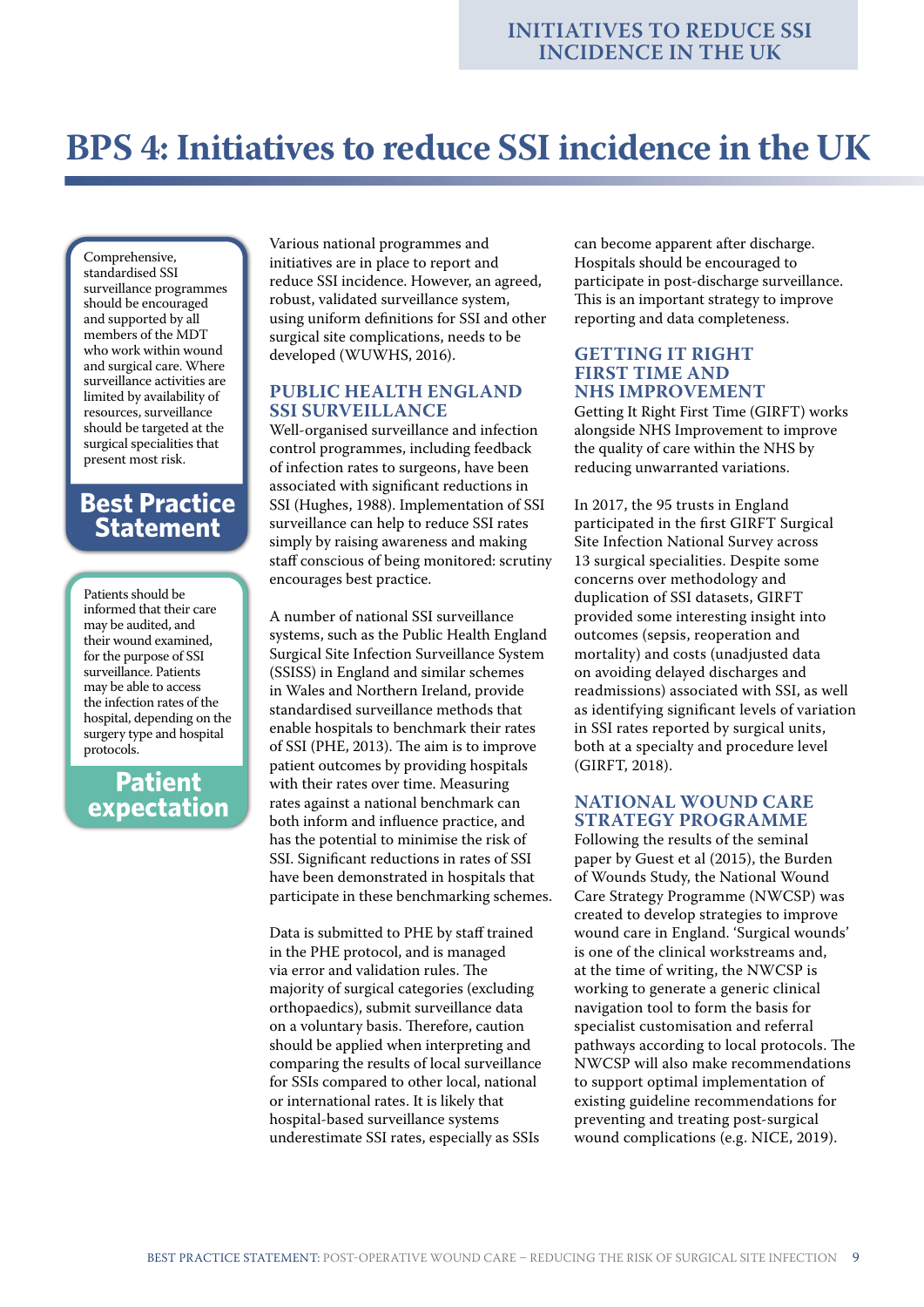# BPS 4: Initiatives to reduce SSI incidence in the UK

Comprehensive, standardised SSI surveillance programmes should be encouraged and supported by all members of the MDT who work within wound and surgical care. Where surveillance activities are limited by availability of resources, surveillance should be targeted at the surgical specialities that present most risk.

**Best Practice Statement**

Patients should be informed that their care may be audited, and their wound examined, for the purpose of SSI surveillance. Patients may be able to access the infection rates of the hospital, depending on the surgery type and hospital protocols.

**Patient expectation**

Various national programmes and initiatives are in place to report and reduce SSI incidence. However, an agreed, robust, validated surveillance system, using uniform definitions for SSI and other surgical site complications, needs to be developed (WUWHS, 2016).

## PUBLIC HEALTH ENGLAND SSI SURVEILLANCE

Well-organised surveillance and infection control programmes, including feedback of infection rates to surgeons, have been associated with significant reductions in SSI (Hughes, 1988). Implementation of SSI surveillance can help to reduce SSI rates simply by raising awareness and making staff conscious of being monitored: scrutiny encourages best practice.

A number of national SSI surveillance systems, such as the Public Health England Surgical Site Infection Surveillance System (SSISS) in England and similar schemes in Wales and Northern Ireland, provide standardised surveillance methods that enable hospitals to benchmark their rates of SSI (PHE, 2013). The aim is to improve patient outcomes by providing hospitals with their rates over time. Measuring rates against a national benchmark can both inform and influence practice, and has the potential to minimise the risk of SSI. Significant reductions in rates of SSI have been demonstrated in hospitals that participate in these benchmarking schemes.

Data is submitted to PHE by staff trained in the PHE protocol, and is managed via error and validation rules. The majority of surgical categories (excluding orthopaedics), submit surveillance data on a voluntary basis. Therefore, caution should be applied when interpreting and comparing the results of local surveillance for SSIs compared to other local, national or international rates. It is likely that hospital-based surveillance systems underestimate SSI rates, especially as SSIs can become apparent after discharge. Hospitals should be encouraged to participate in post-discharge surveillance. This is an important strategy to improve reporting and data completeness.

## GETTING IT RIGHT FIRST TIME AND NHS IMPROVEMENT

Getting It Right First Time (GIRFT) works alongside NHS Improvement to improve the quality of care within the NHS by reducing unwarranted variations.

In 2017, the 95 trusts in England participated in the first GIRFT Surgical Site Infection National Survey across 13 surgical specialities. Despite some concerns over methodology and duplication of SSI datasets, GIRFT provided some interesting insight into outcomes (sepsis, reoperation and mortality) and costs (unadjusted data on avoiding delayed discharges and readmissions) associated with SSI, as well as identifying significant levels of variation in SSI rates reported by surgical units, both at a specialty and procedure level (GIRFT, 2018).

## NATIONAL WOUND CARE STRATEGY PROGRAMME

Following the results of the seminal paper by Guest et al (2015), the Burden of Wounds Study, the National Wound Care Strategy Programme (NWCSP) was created to develop strategies to improve wound care in England. 'Surgical wounds' is one of the clinical workstreams and, at the time of writing, the NWCSP is working to generate a generic clinical navigation tool to form the basis for specialist customisation and referral pathways according to local protocols. The NWCSP will also make recommendations to support optimal implementation of existing guideline recommendations for preventing and treating post-surgical wound complications (e.g. NICE, 2019).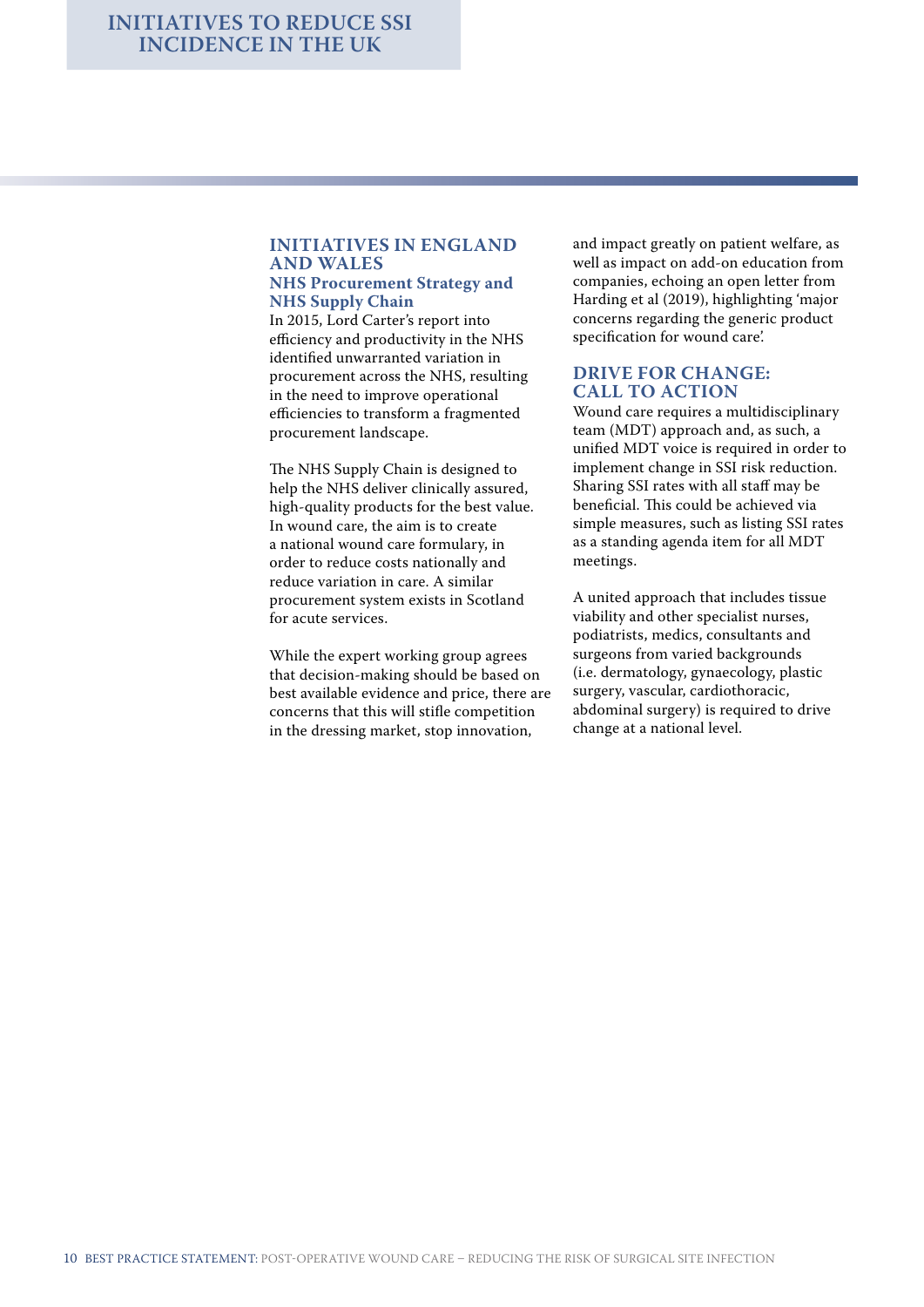# INITIATIVES TO REDUCE SSI INCIDENCE IN THE UK

## INITIATIVES IN ENGLAND AND WALES

### NHS Procurement Strategy and NHS Supply Chain

In 2015, Lord Carter's report into efficiency and productivity in the NHS identified unwarranted variation in procurement across the NHS, resulting in the need to improve operational efficiencies to transform a fragmented procurement landscape.

The NHS Supply Chain is designed to help the NHS deliver clinically assured, high-quality products for the best value. In wound care, the aim is to create a national wound care formulary, in order to reduce costs nationally and reduce variation in care. A similar procurement system exists in Scotland for acute services.

While the expert working group agrees that decision-making should be based on best available evidence and price, there are concerns that this will stifle competition in the dressing market, stop innovation, and impact greatly on patient welfare, as well as impact on add-on education from companies, echoing an open letter from Harding et al (2019), highlighting 'major concerns regarding the generic product specification for wound care'.

## DRIVE FOR CHANGE: CALL TO ACTION

Wound care requires a multidisciplinary team (MDT) approach and, as such, a unified MDT voice is required in order to implement change in SSI risk reduction. Sharing SSI rates with all staff may be beneficial. This could be achieved via simple measures, such as listing SSI rates as a standing agenda item for all MDT meetings.

A united approach that includes tissue viability and other specialist nurses, podiatrists, medics, consultants and surgeons from varied backgrounds (i.e. dermatology, gynaecology, plastic surgery, vascular, cardiothoracic, abdominal surgery) is required to drive change at a national level.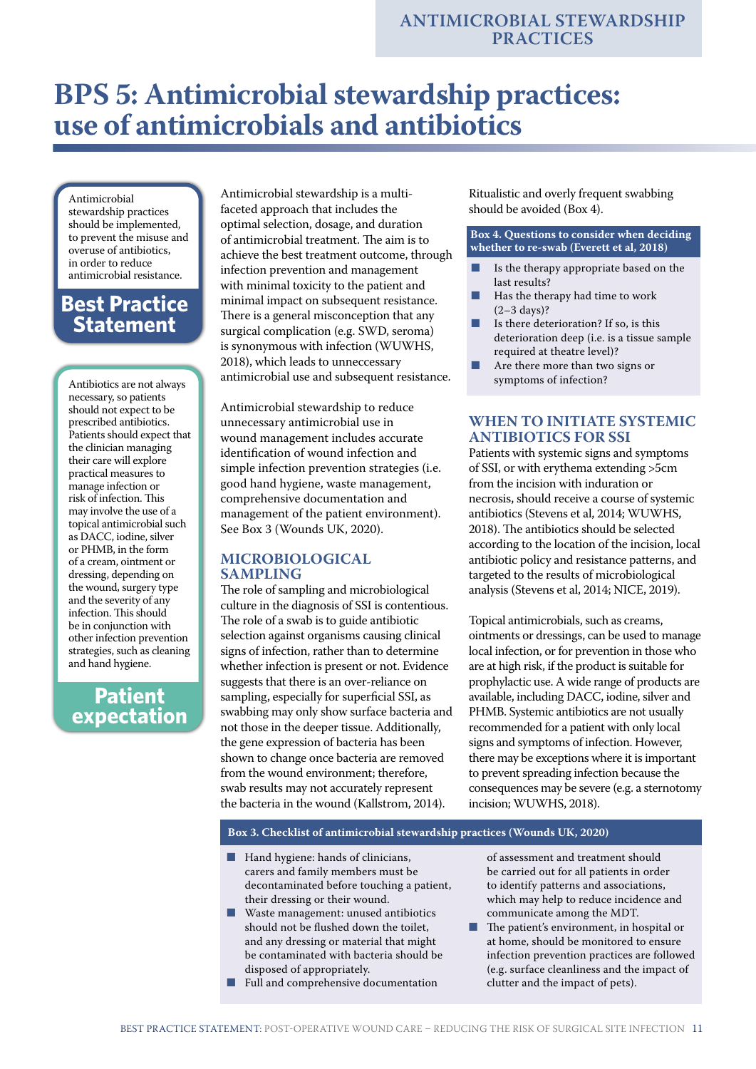# BPS 5: Antimicrobial stewardship practices: use of antimicrobials and antibiotics

Antimicrobial stewardship practices should be implemented, to prevent the misuse and overuse of antibiotics, in order to reduce antimicrobial resistance.

**Best Practice Statement**

Antibiotics are not always necessary, so patients should not expect to be prescribed antibiotics. Patients should expect that the clinician managing their care will explore practical measures to manage infection or risk of infection. This may involve the use of a topical antimicrobial such as DACC, iodine, silver or PHMB, in the form of a cream, ointment or dressing, depending on the wound, surgery type and the severity of any infection. This should be in conjunction with other infection prevention strategies, such as cleaning and hand hygiene.

**Patient expectation**

Antimicrobial stewardship is a multi-faceted approach that includes the optimal selection, dosage, and duration of antimicrobial treatment. The aim is to achieve the best treatment outcome, through infection prevention and management with minimal toxicity to the patient and minimal impact on subsequent resistance. There is a general misconception that any surgical complication (e.g. SWD, seroma) is synonymous with infection (WUWHS, 2018), which leads to unneccessary antimicrobial use and subsequent resistance.

Antimicrobial stewardship to reduce unnecessary antimicrobial use in wound management includes accurate identification of wound infection and simple infection prevention strategies (i.e. good hand hygiene, waste management, comprehensive documentation and management of the patient environment). See Box 3 (Wounds UK, 2020).

## MICROBIOLOGICAL SAMPLING

The role of sampling and microbiological culture in the diagnosis of SSI is contentious. The role of a swab is to guide antibiotic selection against organisms causing clinical signs of infection, rather than to determine whether infection is present or not. Evidence suggests that there is an over-reliance on sampling, especially for superficial SSI, as swabbing may only show surface bacteria and not those in the deeper tissue. Additionally, the gene expression of bacteria has been shown to change once bacteria are removed from the wound environment; therefore, swab results may not accurately represent the bacteria in the wound (Kallstrom, 2014).

Ritualistic and overly frequent swabbing should be avoided (Box 4).

**Box 4. Questions to consider when deciding whether to re-swab (Everett et al, 2018)**

- Is the therapy appropriate based on the last results?
- Has the therapy had time to work (2–3 days)?
- Is there deterioration? If so, is this deterioration deep (i.e. is a tissue sample required at theatre level)?
- Are there more than two signs or symptoms of infection?

## WHEN TO INITIATE SYSTEMIC ANTIBIOTICS FOR SSI

Patients with systemic signs and symptoms of SSI, or with erythema extending >5cm from the incision with induration or necrosis, should receive a course of systemic antibiotics (Stevens et al, 2014; WUWHS, 2018). The antibiotics should be selected according to the location of the incision, local antibiotic policy and resistance patterns, and targeted to the results of microbiological analysis (Stevens et al, 2014; NICE, 2019).

Topical antimicrobials, such as creams, ointments or dressings, can be used to manage local infection, or for prevention in those who are at high risk, if the product is suitable for prophylactic use. A wide range of products are available, including DACC, iodine, silver and PHMB. Systemic antibiotics are not usually recommended for a patient with only local signs and symptoms of infection. However, there may be exceptions where it is important to prevent spreading infection because the consequences may be severe (e.g. a sternotomy incision; WUWHS, 2018).

**Box 3. Checklist of antimicrobial stewardship practices (Wounds UK, 2020)**

- Hand hygiene: hands of clinicians, carers and family members must be decontaminated before touching a patient, their dressing or their wound.
- Waste management: unused antibiotics should not be flushed down the toilet, and any dressing or material that might be contaminated with bacteria should be disposed of appropriately.
- Full and comprehensive documentation of assessment and treatment should be carried out for all patients in order to identify patterns and associations, which may help to reduce incidence and communicate among the MDT.
- The patient's environment, in hospital or at home, should be monitored to ensure infection prevention practices are followed (e.g. surface cleanliness and the impact of clutter and the impact of pets).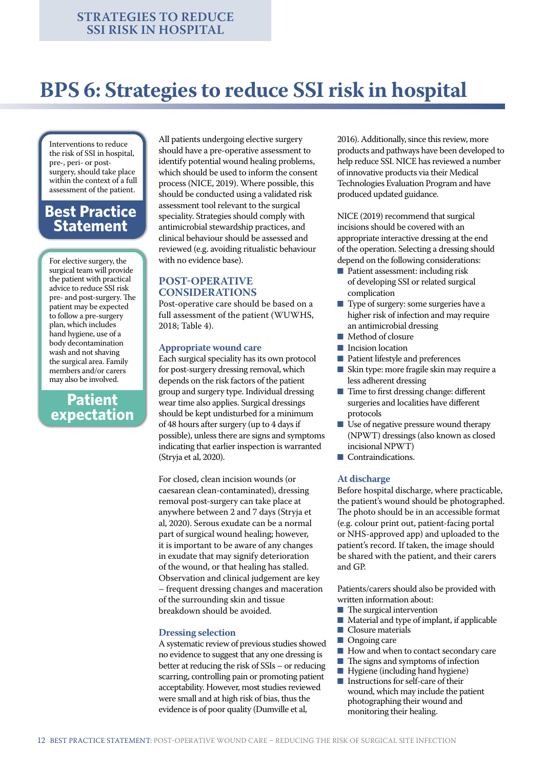# BPS 6: Strategies to reduce SSI risk in hospital

Interventions to reduce the risk of SSI in hospital, pre-, peri- or post-surgery, should take place within the context of a full assessment of the patient.

**Best Practice Statement**

For elective surgery, the surgical team will provide the patient with practical advice to reduce SSI risk pre- and post-surgery. The patient may be expected to follow a pre-surgery plan, which includes hand hygiene, use of a body decontamination wash and not shaving the surgical area. Family members and/or carers may also be involved.

**Patient expectation**

All patients undergoing elective surgery should have a pre-operative assessment to identify potential wound healing problems, which should be used to inform the consent process (NICE, 2019). Where possible, this should be conducted using a validated risk assessment tool relevant to the surgical speciality. Strategies should comply with antimicrobial stewardship practices, and clinical behaviour should be assessed and reviewed (e.g. avoiding ritualistic behaviour with no evidence base).

## POST-OPERATIVE CONSIDERATIONS

Post-operative care should be based on a full assessment of the patient (WUWHS, 2018; Table 4).

### Appropriate wound care

Each surgical speciality has its own protocol for post-surgery dressing removal, which depends on the risk factors of the patient group and surgery type. Individual dressing wear time also applies. Surgical dressings should be kept undisturbed for a minimum of 48 hours after surgery (up to 4 days if possible), unless there are signs and symptoms indicating that earlier inspection is warranted (Stryja et al, 2020).

For closed, clean incision wounds (or caesarean clean-contaminated), dressing removal post-surgery can take place at anywhere between 2 and 7 days (Stryja et al, 2020). Serous exudate can be a normal part of surgical wound healing; however, it is important to be aware of any changes in exudate that may signify deterioration of the wound, or that healing has stalled. Observation and clinical judgement are key – frequent dressing changes and maceration of the surrounding skin and tissue breakdown should be avoided.

### Dressing selection

A systematic review of previous studies showed no evidence to suggest that any one dressing is better at reducing the risk of SSIs – or reducing scarring, controlling pain or promoting patient acceptability. However, most studies reviewed were small and at high risk of bias, thus the evidence is of poor quality (Dumville et al, 2016). Additionally, since this review, more products and pathways have been developed to help reduce SSI. NICE has reviewed a number of innovative products via their Medical Technologies Evaluation Program and have produced updated guidance.

NICE (2019) recommend that surgical incisions should be covered with an appropriate interactive dressing at the end of the operation. Selecting a dressing should depend on the following considerations:

- Patient assessment: including risk of developing SSI or related surgical complication
- Type of surgery: some surgeries have a higher risk of infection and may require an antimicrobial dressing
- Method of closure
- Incision location
- Patient lifestyle and preferences
- Skin type: more fragile skin may require a less adherent dressing
- Time to first dressing change: different surgeries and localities have different protocols
- Use of negative pressure wound therapy (NPWT) dressings (also known as closed incisional NPWT)
- Contraindications.

### At discharge

Before hospital discharge, where practicable, the patient's wound should be photographed. The photo should be in an accessible format (e.g. colour print out, patient-facing portal or NHS-approved app) and uploaded to the patient's record. If taken, the image should be shared with the patient, and their carers and GP.

Patients/carers should also be provided with written information about:

- The surgical intervention
- Material and type of implant, if applicable
- Closure materials
- Ongoing care
- How and when to contact secondary care
- The signs and symptoms of infection
- Hygiene (including hand hygiene)
- Instructions for self-care of their wound, which may include the patient photographing their wound and monitoring their healing.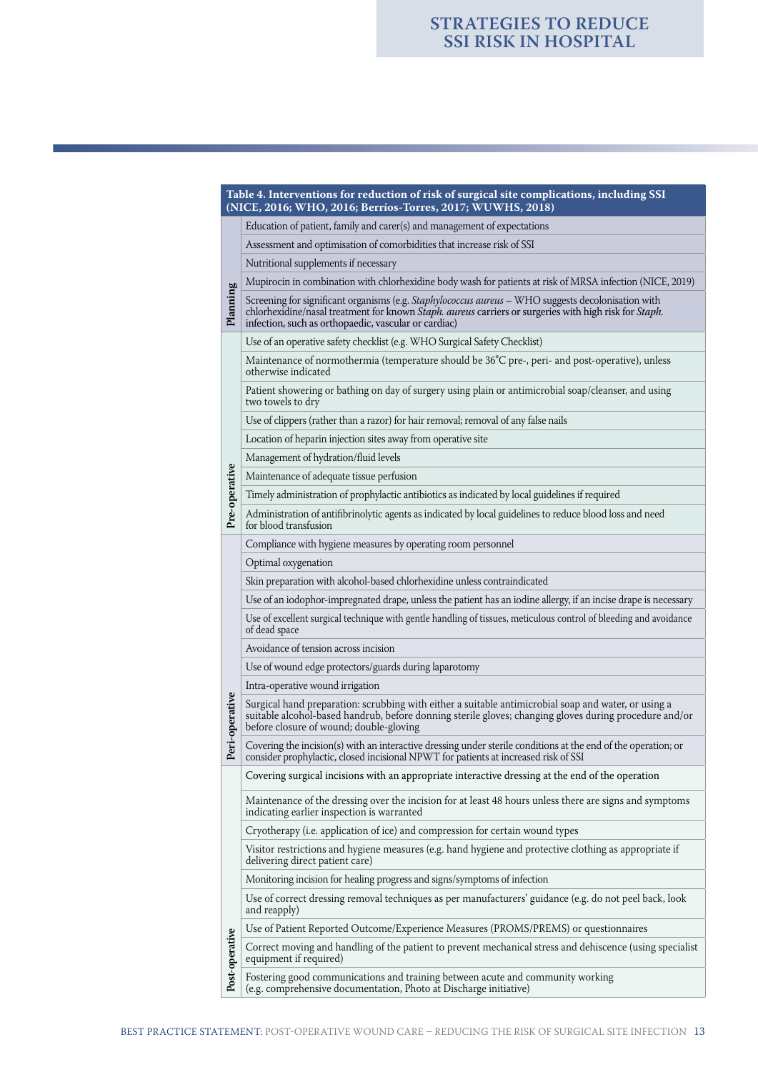**Table 4. Interventions for reduction of risk of surgical site complications, including SSI (NICE, 2016; WHO, 2016; Berríos-Torres, 2017; WUWHS, 2018)**

| Phase | Intervention |
|---|---|
| Planning | Education of patient, family and carer(s) and management of expectations |
| | Assessment and optimisation of comorbidities that increase risk of SSI |
| | Nutritional supplements if necessary |
| | Mupirocin in combination with chlorhexidine body wash for patients at risk of MRSA infection (NICE, 2019) |
| | Screening for significant organisms (e.g. *Staphylococcus aureus* – WHO suggests decolonisation with chlorhexidine/nasal treatment for known *Staph. aureus* carriers or surgeries with high risk for *Staph.* infection, such as orthopaedic, vascular or cardiac) |
| Pre-operative | Use of an operative safety checklist (e.g. WHO Surgical Safety Checklist) |
| | Maintenance of normothermia (temperature should be 36°C pre-, peri- and post-operative), unless otherwise indicated |
| | Patient showering or bathing on day of surgery using plain or antimicrobial soap/cleanser, and using two towels to dry |
| | Use of clippers (rather than a razor) for hair removal; removal of any false nails |
| | Location of heparin injection sites away from operative site |
| | Management of hydration/fluid levels |
| | Maintenance of adequate tissue perfusion |
| | Timely administration of prophylactic antibiotics as indicated by local guidelines if required |
| | Administration of antifibrinolytic agents as indicated by local guidelines to reduce blood loss and need for blood transfusion |
| Peri-operative | Compliance with hygiene measures by operating room personnel |
| | Optimal oxygenation |
| | Skin preparation with alcohol-based chlorhexidine unless contraindicated |
| | Use of an iodophor-impregnated drape, unless the patient has an iodine allergy, if an incise drape is necessary |
| | Use of excellent surgical technique with gentle handling of tissues, meticulous control of bleeding and avoidance of dead space |
| | Avoidance of tension across incision |
| | Use of wound edge protectors/guards during laparotomy |
| | Intra-operative wound irrigation |
| | Surgical hand preparation: scrubbing with either a suitable antimicrobial soap and water, or using a suitable alcohol-based handrub, before donning sterile gloves; changing gloves during procedure and/or before closure of wound; double-gloving |
| | Covering the incision(s) with an interactive dressing under sterile conditions at the end of the operation; or consider prophylactic, closed incisional NPWT for patients at increased risk of SSI |
| Post-operative | Covering surgical incisions with an appropriate interactive dressing at the end of the operation |
| | Maintenance of the dressing over the incision for at least 48 hours unless there are signs and symptoms indicating earlier inspection is warranted |
| | Cryotherapy (i.e. application of ice) and compression for certain wound types |
| | Visitor restrictions and hygiene measures (e.g. hand hygiene and protective clothing as appropriate if delivering direct patient care) |
| | Monitoring incision for healing progress and signs/symptoms of infection |
| | Use of correct dressing removal techniques as per manufacturers' guidance (e.g. do not peel back, look and reapply) |
| | Use of Patient Reported Outcome/Experience Measures (PROMS/PREMS) or questionnaires |
| | Correct moving and handling of the patient to prevent mechanical stress and dehiscence (using specialist equipment if required) |
| | Fostering good communications and training between acute and community working (e.g. comprehensive documentation, Photo at Discharge initiative) |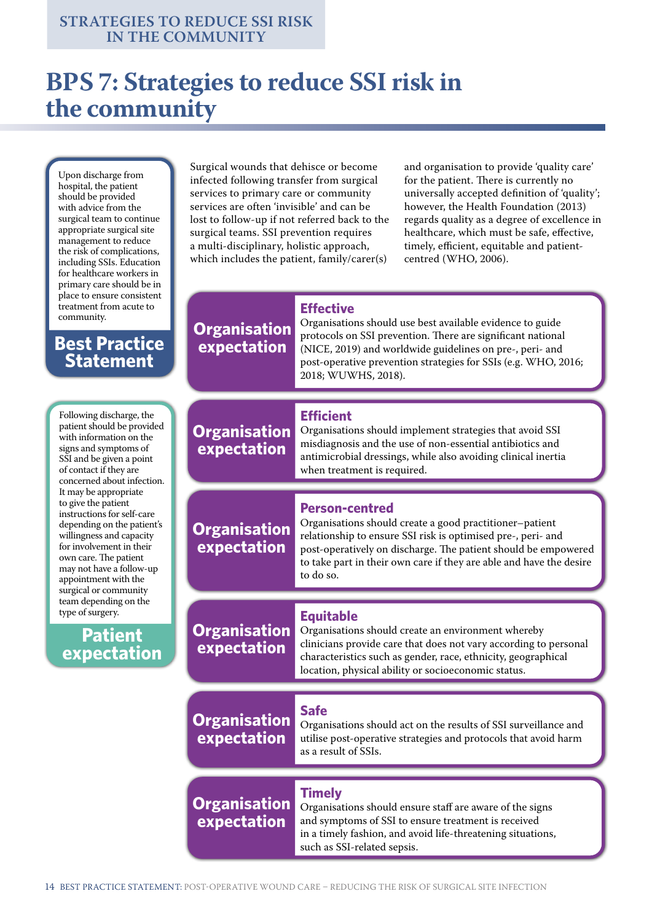# BPS 7: Strategies to reduce SSI risk in the community

Upon discharge from hospital, the patient should be provided with advice from the surgical team to continue appropriate surgical site management to reduce the risk of complications, including SSIs. Education for healthcare workers in primary care should be in place to ensure consistent treatment from acute to community.

**Best Practice Statement**

Following discharge, the patient should be provided with information on the signs and symptoms of SSI and be given a point of contact if they are concerned about infection. It may be appropriate to give the patient instructions for self-care depending on the patient's willingness and capacity for involvement in their own care. The patient may not have a follow-up appointment with the surgical or community team depending on the type of surgery.

**Patient expectation**

Surgical wounds that dehisce or become infected following transfer from surgical services to primary care or community services are often 'invisible' and can be lost to follow-up if not referred back to the surgical teams. SSI prevention requires a multi-disciplinary, holistic approach, which includes the patient, family/carer(s) and organisation to provide 'quality care' for the patient. There is currently no universally accepted definition of 'quality'; however, the Health Foundation (2013) regards quality as a degree of excellence in healthcare, which must be safe, effective, timely, efficient, equitable and patient-centred (WHO, 2006).

**Organisation expectation**

**Effective**
Organisations should use best available evidence to guide protocols on SSI prevention. There are significant national (NICE, 2019) and worldwide guidelines on pre-, peri- and post-operative prevention strategies for SSIs (e.g. WHO, 2016; 2018; WUWHS, 2018).

**Organisation expectation**

**Efficient**
Organisations should implement strategies that avoid SSI misdiagnosis and the use of non-essential antibiotics and antimicrobial dressings, while also avoiding clinical inertia when treatment is required.

**Organisation expectation**

**Person-centred**
Organisations should create a good practitioner–patient relationship to ensure SSI risk is optimised pre-, peri- and post-operatively on discharge. The patient should be empowered to take part in their own care if they are able and have the desire to do so.

**Organisation expectation**

**Equitable**
Organisations should create an environment whereby clinicians provide care that does not vary according to personal characteristics such as gender, race, ethnicity, geographical location, physical ability or socioeconomic status.

**Organisation expectation**

**Safe**
Organisations should act on the results of SSI surveillance and utilise post-operative strategies and protocols that avoid harm as a result of SSIs.

**Organisation expectation**

**Timely**
Organisations should ensure staff are aware of the signs and symptoms of SSI to ensure treatment is received in a timely fashion, and avoid life-threatening situations, such as SSI-related sepsis.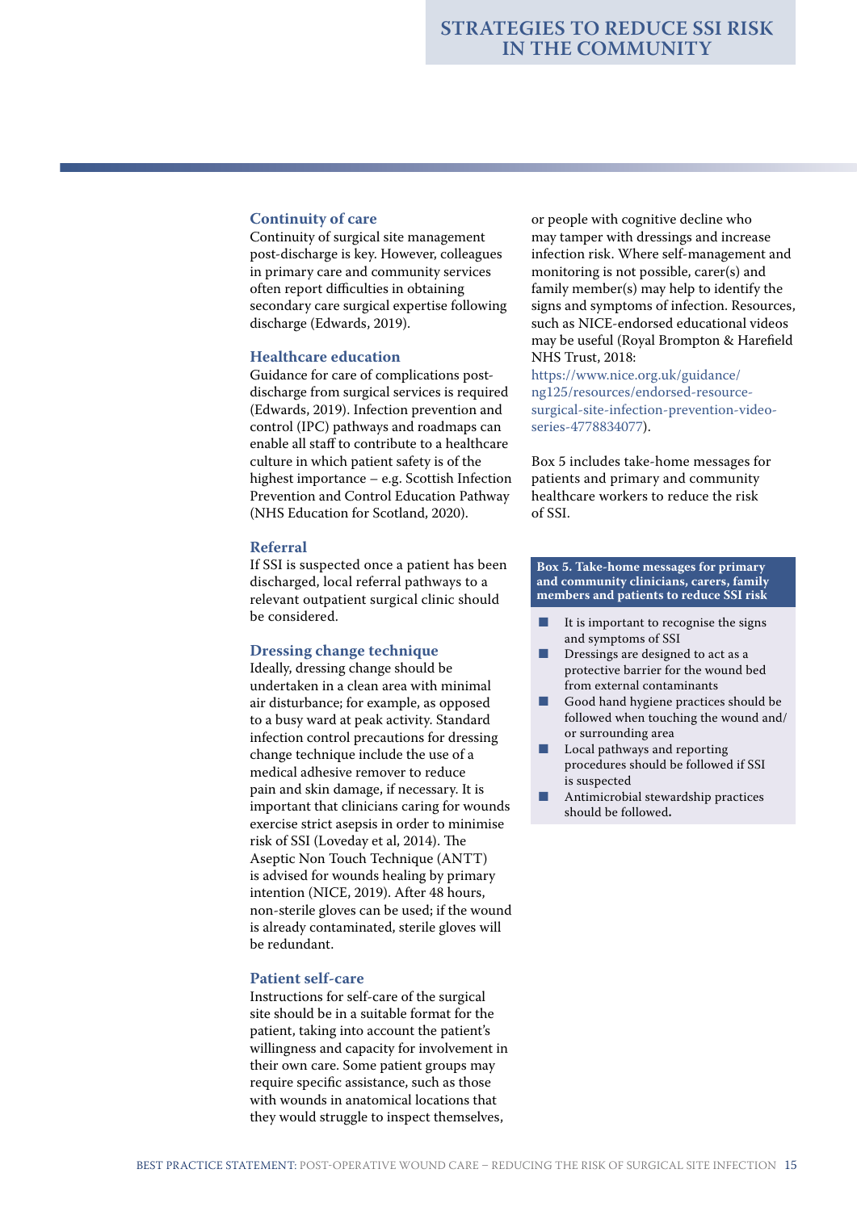# STRATEGIES TO REDUCE SSI RISK IN THE COMMUNITY

### Continuity of care

Continuity of surgical site management post-discharge is key. However, colleagues in primary care and community services often report difficulties in obtaining secondary care surgical expertise following discharge (Edwards, 2019).

### Healthcare education

Guidance for care of complications post-discharge from surgical services is required (Edwards, 2019). Infection prevention and control (IPC) pathways and roadmaps can enable all staff to contribute to a healthcare culture in which patient safety is of the highest importance – e.g. Scottish Infection Prevention and Control Education Pathway (NHS Education for Scotland, 2020).

### Referral

If SSI is suspected once a patient has been discharged, local referral pathways to a relevant outpatient surgical clinic should be considered.

### Dressing change technique

Ideally, dressing change should be undertaken in a clean area with minimal air disturbance; for example, as opposed to a busy ward at peak activity. Standard infection control precautions for dressing change technique include the use of a medical adhesive remover to reduce pain and skin damage, if necessary. It is important that clinicians caring for wounds exercise strict asepsis in order to minimise risk of SSI (Loveday et al, 2014). The Aseptic Non Touch Technique (ANTT) is advised for wounds healing by primary intention (NICE, 2019). After 48 hours, non-sterile gloves can be used; if the wound is already contaminated, sterile gloves will be redundant.

### Patient self-care

Instructions for self-care of the surgical site should be in a suitable format for the patient, taking into account the patient's willingness and capacity for involvement in their own care. Some patient groups may require specific assistance, such as those with wounds in anatomical locations that they would struggle to inspect themselves, or people with cognitive decline who may tamper with dressings and increase infection risk. Where self-management and monitoring is not possible, carer(s) and family member(s) may help to identify the signs and symptoms of infection. Resources, such as NICE-endorsed educational videos may be useful (Royal Brompton & Harefield NHS Trust, 2018: https://www.nice.org.uk/guidance/ng125/resources/endorsed-resource-surgical-site-infection-prevention-video-series-4778834077).

Box 5 includes take-home messages for patients and primary and community healthcare workers to reduce the risk of SSI.

**Box 5. Take-home messages for primary and community clinicians, carers, family members and patients to reduce SSI risk**

- It is important to recognise the signs and symptoms of SSI
- Dressings are designed to act as a protective barrier for the wound bed from external contaminants
- Good hand hygiene practices should be followed when touching the wound and/or surrounding area
- Local pathways and reporting procedures should be followed if SSI is suspected
- Antimicrobial stewardship practices should be followed.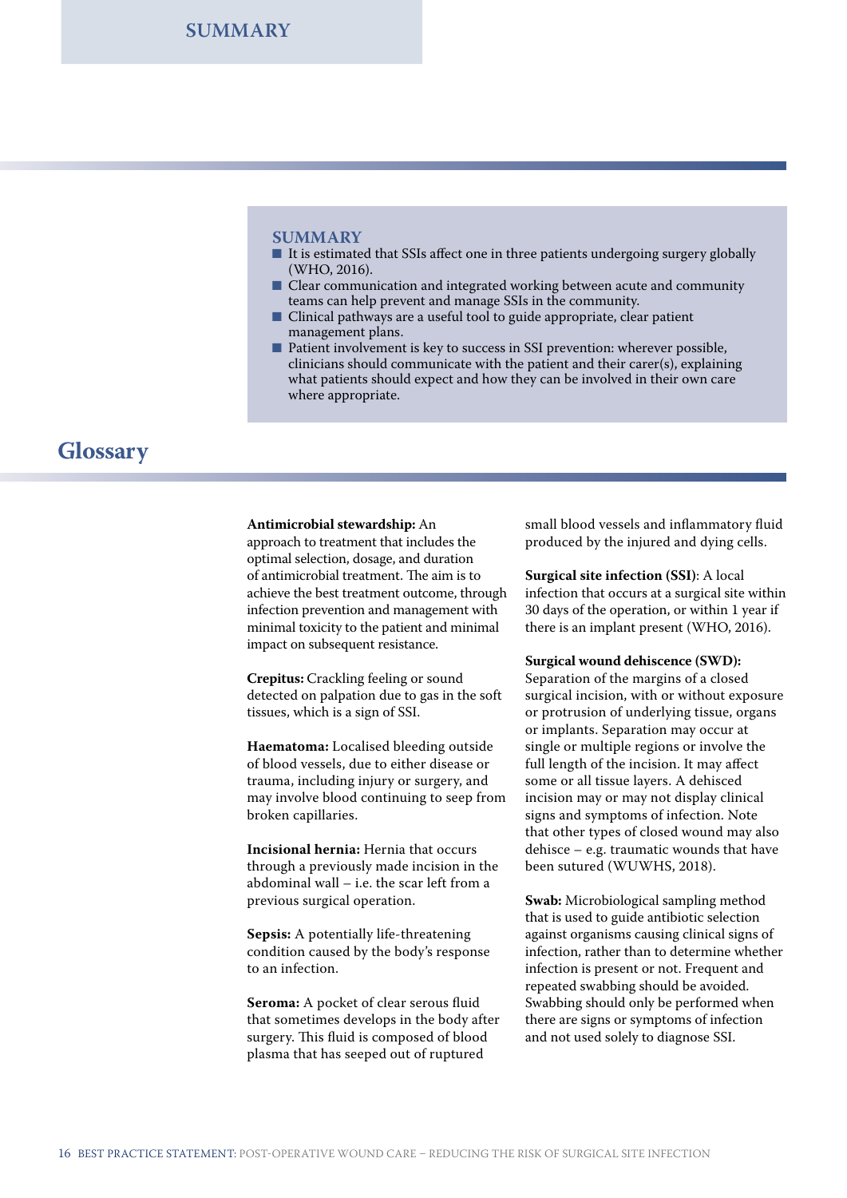## SUMMARY

### SUMMARY

- It is estimated that SSIs affect one in three patients undergoing surgery globally (WHO, 2016).
- Clear communication and integrated working between acute and community teams can help prevent and manage SSIs in the community.
- Clinical pathways are a useful tool to guide appropriate, clear patient management plans.
- Patient involvement is key to success in SSI prevention: wherever possible, clinicians should communicate with the patient and their carer(s), explaining what patients should expect and how they can be involved in their own care where appropriate.

## Glossary

**Antimicrobial stewardship:** An approach to treatment that includes the optimal selection, dosage, and duration of antimicrobial treatment. The aim is to achieve the best treatment outcome, through infection prevention and management with minimal toxicity to the patient and minimal impact on subsequent resistance.

**Crepitus:** Crackling feeling or sound detected on palpation due to gas in the soft tissues, which is a sign of SSI.

**Haematoma:** Localised bleeding outside of blood vessels, due to either disease or trauma, including injury or surgery, and may involve blood continuing to seep from broken capillaries.

**Incisional hernia:** Hernia that occurs through a previously made incision in the abdominal wall – i.e. the scar left from a previous surgical operation.

**Sepsis:** A potentially life-threatening condition caused by the body's response to an infection.

**Seroma:** A pocket of clear serous fluid that sometimes develops in the body after surgery. This fluid is composed of blood plasma that has seeped out of ruptured small blood vessels and inflammatory fluid produced by the injured and dying cells.

**Surgical site infection (SSI)**: A local infection that occurs at a surgical site within 30 days of the operation, or within 1 year if there is an implant present (WHO, 2016).

**Surgical wound dehiscence (SWD):** Separation of the margins of a closed surgical incision, with or without exposure or protrusion of underlying tissue, organs or implants. Separation may occur at single or multiple regions or involve the full length of the incision. It may affect some or all tissue layers. A dehisced incision may or may not display clinical signs and symptoms of infection. Note that other types of closed wound may also dehisce – e.g. traumatic wounds that have been sutured (WUWHS, 2018).

**Swab:** Microbiological sampling method that is used to guide antibiotic selection against organisms causing clinical signs of infection, rather than to determine whether infection is present or not. Frequent and repeated swabbing should be avoided. Swabbing should only be performed when there are signs or symptoms of infection and not used solely to diagnose SSI.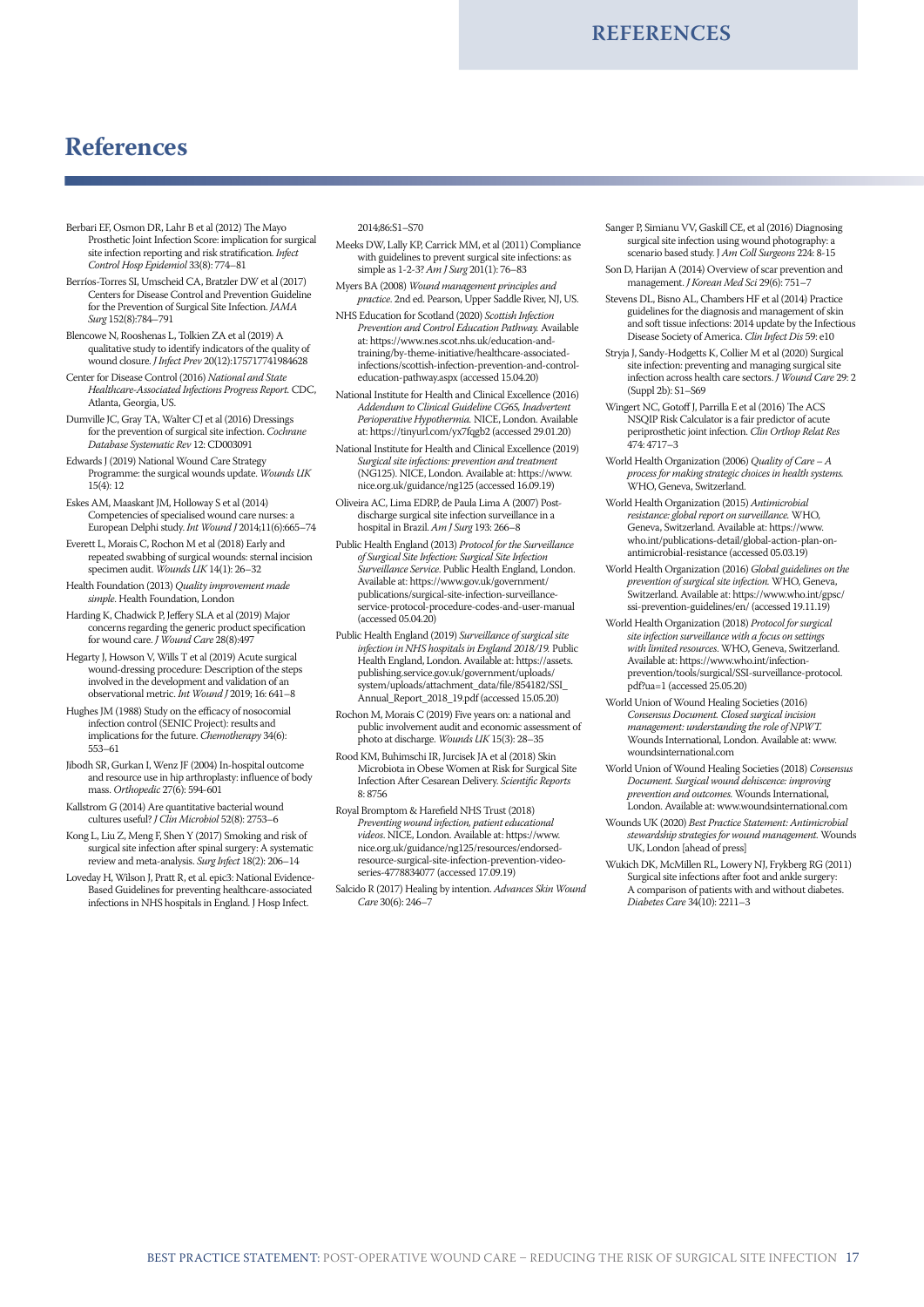# References

Berbari EF, Osmon DR, Lahr B et al (2012) The Mayo Prosthetic Joint Infection Score: implication for surgical site infection reporting and risk stratification. *Infect Control Hosp Epidemiol* 33(8): 774–81

Berrios-Torres SI, Umscheid CA, Bratzler DW et al (2017) Centers for Disease Control and Prevention Guideline for the Prevention of Surgical Site Infection. *JAMA Surg* 152(8):784–791

Blencowe N, Rooshenas L, Tolkien ZA et al (2019) A qualitative study to identify indicators of the quality of wound closure. *J Infect Prev* 20(12):175717741984628

Center for Disease Control (2016) *National and State Healthcare-Associated Infections Progress Report.* CDC, Atlanta, Georgia, US.

Dumville JC, Gray TA, Walter CJ et al (2016) Dressings for the prevention of surgical site infection. *Cochrane Database Systematic Rev* 12: CD003091

Edwards J (2019) National Wound Care Strategy Programme: the surgical wounds update. *Wounds UK* 15(4): 12

Eskes AM, Maaskant JM, Holloway S et al (2014) Competencies of specialised wound care nurses: a European Delphi study. *Int Wound J* 2014;11(6):665–74

Everett L, Morais C, Rochon M et al (2018) Early and repeated swabbing of surgical wounds: sternal incision specimen audit. *Wounds UK* 14(1): 26–32

Health Foundation (2013) *Quality improvement made simple*. Health Foundation, London

Harding K, Chadwick P, Jeffery SLA et al (2019) Major concerns regarding the generic product specification for wound care. *J Wound Care* 28(8):497

Hegarty J, Howson V, Wills T et al (2019) Acute surgical wound-dressing procedure: Description of the steps involved in the development and validation of an observational metric. *Int Wound J* 2019; 16: 641–8

Hughes JM (1988) Study on the efficacy of nosocomial infection control (SENIC Project): results and implications for the future. *Chemotherapy* 34(6): 553–61

Jibodh SR, Gurkan I, Wenz JF (2004) In-hospital outcome and resource use in hip arthroplasty: influence of body mass. *Orthopedic* 27(6): 594-601

Kallstrom G (2014) Are quantitative bacterial wound cultures useful? *J Clin Microbiol* 52(8): 2753–6

Kong L, Liu Z, Meng F, Shen Y (2017) Smoking and risk of surgical site infection after spinal surgery: A systematic review and meta-analysis. *Surg Infect* 18(2): 206–14

Loveday H, Wilson J, Pratt R, et al. epic3: National Evidence-Based Guidelines for preventing healthcare-associated infections in NHS hospitals in England. J Hosp Infect. 2014;86:S1–S70

Meeks DW, Lally KP, Carrick MM, et al (2011) Compliance with guidelines to prevent surgical site infections: as simple as 1-2-3? *Am J Surg* 201(1): 76–83

Myers BA (2008) *Wound management principles and practice*. 2nd ed. Pearson, Upper Saddle River, NJ, US.

NHS Education for Scotland (2020) *Scottish Infection Prevention and Control Education Pathway.* Available at: https://www.nes.scot.nhs.uk/education-and-training/by-theme-initiative/healthcare-associated-infections/scottish-infection-prevention-and-control-education-pathway.aspx (accessed 15.04.20)

National Institute for Health and Clinical Excellence (2016) *Addendum to Clinical Guideline CG65, Inadvertent Perioperative Hypothermia.* NICE, London. Available at: https://tinyurl.com/yx7fqgb2 (accessed 29.01.20)

National Institute for Health and Clinical Excellence (2019) *Surgical site infections: prevention and treatment* (NG125). NICE, London. Available at: https://www.nice.org.uk/guidance/ng125 (accessed 16.09.19)

Oliveira AC, Lima EDRP, de Paula Lima A (2007) Post-discharge surgical site infection surveillance in a hospital in Brazil. *Am J Surg* 193: 266–8

Public Health England (2013) *Protocol for the Surveillance of Surgical Site Infection: Surgical Site Infection Surveillance Service.* Public Health England, London. Available at: https://www.gov.uk/government/publications/surgical-site-infection-surveillance-service-protocol-procedure-codes-and-user-manual (accessed 05.04.20)

Public Health England (2019) *Surveillance of surgical site infection in NHS hospitals in England 2018/19.* Public Health England, London. Available at: https://assets.publishing.service.gov.uk/government/uploads/system/uploads/attachment_data/file/854182/SSI_Annual_Report_2018_19.pdf (accessed 15.05.20)

Rochon M, Morais C (2019) Five years on: a national and public involvement audit and economic assessment of photo at discharge. *Wounds UK* 15(3): 28–35

Rood KM, Buhimschi IR, Jurcisek JA et al (2018) Skin Microbiota in Obese Women at Risk for Surgical Site Infection After Cesarean Delivery. *Scientific Reports* 8: 8756

Royal Brompton & Harefield NHS Trust (2018) *Preventing wound infection, patient educational videos*. NICE, London. Available at: https://www.nice.org.uk/guidance/ng125/resources/endorsed-resource-surgical-site-infection-prevention-video-series-4778834077 (accessed 17.09.19)

Salcido R (2017) Healing by intention. *Advances Skin Wound Care* 30(6): 246–7

Sanger P, Simianu VV, Gaskill CE, et al (2016) Diagnosing surgical site infection using wound photography: a scenario based study. J *Am Coll Surgeons* 224: 8-15

Son D, Harijan A (2014) Overview of scar prevention and management. *J Korean Med Sci* 29(6): 751–7

Stevens DL, Bisno AL, Chambers HF et al (2014) Practice guidelines for the diagnosis and management of skin and soft tissue infections: 2014 update by the Infectious Disease Society of America. *Clin Infect Dis* 59: e10

Stryja J, Sandy-Hodgetts K, Collier M et al (2020) Surgical site infection: preventing and managing surgical site infection across health care sectors. *J Wound Care* 29: 2 (Suppl 2b): S1–S69

Wingert NC, Gotoff J, Parrilla E et al (2016) The ACS NSQIP Risk Calculator is a fair predictor of acute periprosthetic joint infection. *Clin Orthop Relat Res* 474: 4717–3

World Health Organization (2006) *Quality of Care – A process for making strategic choices in health systems.* WHO, Geneva, Switzerland.

World Health Organization (2015) *Antimicrobial resistance: global report on surveillance.* WHO, Geneva, Switzerland. Available at: https://www.who.int/publications-detail/global-action-plan-on-antimicrobial-resistance (accessed 05.03.19)

World Health Organization (2016) *Global guidelines on the prevention of surgical site infection.* WHO, Geneva, Switzerland. Available at: https://www.who.int/gpsc/ssi-prevention-guidelines/en/ (accessed 19.11.19)

World Health Organization (2018) *Protocol for surgical site infection surveillance with a focus on settings with limited resources.* WHO, Geneva, Switzerland. Available at: https://www.who.int/infection-prevention/tools/surgical/SSI-surveillance-protocol.pdf?ua=1 (accessed 25.05.20)

World Union of Wound Healing Societies (2016) *Consensus Document. Closed surgical incision management: understanding the role of NPWT.* Wounds International, London. Available at: www.woundsinternational.com

World Union of Wound Healing Societies (2018) *Consensus Document. Surgical wound dehiscence: improving prevention and outcomes.* Wounds International, London. Available at: www.woundsinternational.com

Wounds UK (2020) *Best Practice Statement: Antimicrobial stewardship strategies for wound management.* Wounds UK, London [ahead of press]

Wukich DK, McMillen RL, Lowery NJ, Frykberg RG (2011) Surgical site infections after foot and ankle surgery: A comparison of patients with and without diabetes. *Diabetes Care* 34(10): 2211–3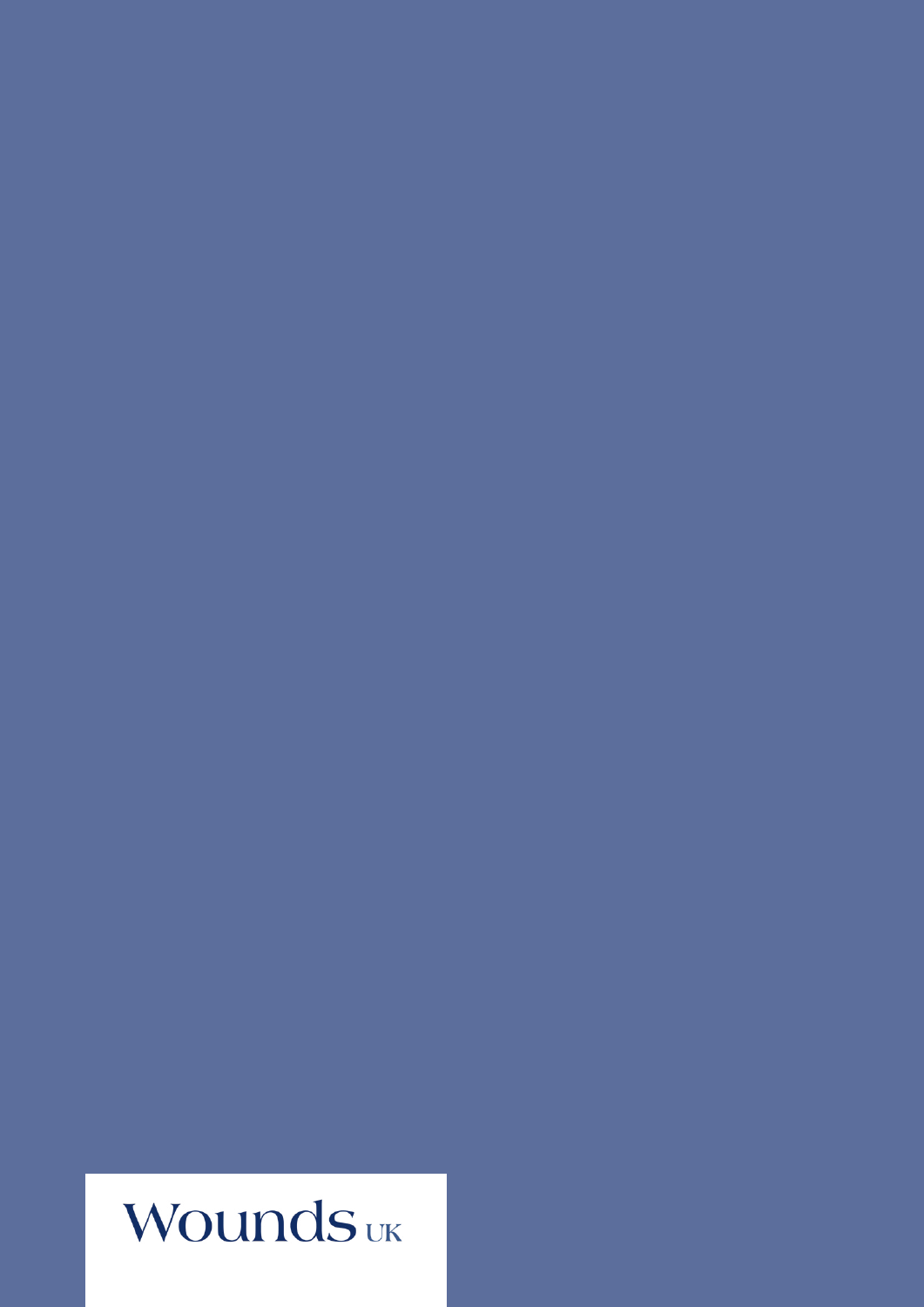Wounds UK